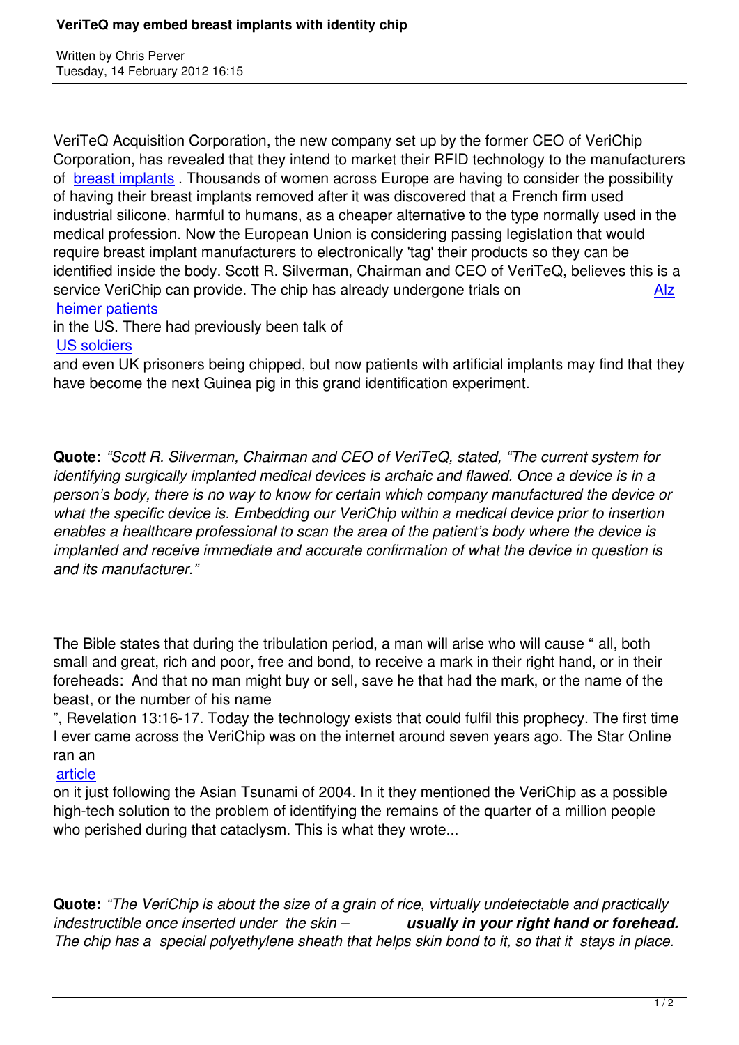# VeriTeQ may embed breast implants with identity chip

Written by Chris Perver
Tuesday, 14 February 2012 16:15

VeriTeQ Acquisition Corporation, the new company set up by the former CEO of VeriChip Corporation, has revealed that they intend to market their RFID technology to the manufacturers of breast implants . Thousands of women across Europe are having to consider the possibility of having their breast implants removed after it was discovered that a French firm used industrial silicone, harmful to humans, as a cheaper alternative to the type normally used in the medical profession. Now the European Union is considering passing legislation that would require breast implant manufacturers to electronically 'tag' their products so they can be identified inside the body. Scott R. Silverman, Chairman and CEO of VeriTeQ, believes this is a service VeriChip can provide. The chip has already undergone trials on Alzheimer patients in the US. There had previously been talk of US soldiers and even UK prisoners being chipped, but now patients with artificial implants may find that they have become the next Guinea pig in this grand identification experiment.

**Quote:** *"Scott R. Silverman, Chairman and CEO of VeriTeQ, stated, "The current system for identifying surgically implanted medical devices is archaic and flawed. Once a device is in a person's body, there is no way to know for certain which company manufactured the device or what the specific device is. Embedding our VeriChip within a medical device prior to insertion enables a healthcare professional to scan the area of the patient's body where the device is implanted and receive immediate and accurate confirmation of what the device in question is and its manufacturer."*

The Bible states that during the tribulation period, a man will arise who will cause " all, both small and great, rich and poor, free and bond, to receive a mark in their right hand, or in their foreheads: And that no man might buy or sell, save he that had the mark, or the name of the beast, or the number of his name ", Revelation 13:16-17. Today the technology exists that could fulfil this prophecy. The first time I ever came across the VeriChip was on the internet around seven years ago. The Star Online ran an article on it just following the Asian Tsunami of 2004. In it they mentioned the VeriChip as a possible high-tech solution to the problem of identifying the remains of the quarter of a million people who perished during that cataclysm. This is what they wrote...

**Quote:** *"The VeriChip is about the size of a grain of rice, virtually undetectable and practically indestructible once inserted under the skin –* ***usually in your right hand or forehead.*** *The chip has a special polyethylene sheath that helps skin bond to it, so that it stays in place.*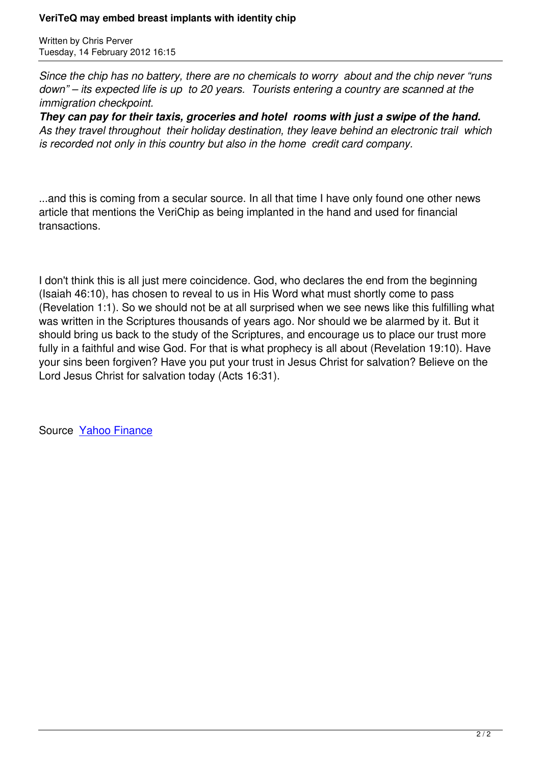*Since the chip has no battery, there are no chemicals to worry about and the chip never “runs down” – its expected life is up to 20 years. Tourists entering a country are scanned at the immigration checkpoint.*
***They can pay for their taxis, groceries and hotel rooms with just a swipe of the hand.***
*As they travel throughout their holiday destination, they leave behind an electronic trail which is recorded not only in this country but also in the home credit card company.*

...and this is coming from a secular source. In all that time I have only found one other news article that mentions the VeriChip as being implanted in the hand and used for financial transactions.

I don't think this is all just mere coincidence. God, who declares the end from the beginning (Isaiah 46:10), has chosen to reveal to us in His Word what must shortly come to pass (Revelation 1:1). So we should not be at all surprised when we see news like this fulfilling what was written in the Scriptures thousands of years ago. Nor should we be alarmed by it. But it should bring us back to the study of the Scriptures, and encourage us to place our trust more fully in a faithful and wise God. For that is what prophecy is all about (Revelation 19:10). Have your sins been forgiven? Have you put your trust in Jesus Christ for salvation? Believe on the Lord Jesus Christ for salvation today (Acts 16:31).

Source [Yahoo Finance]